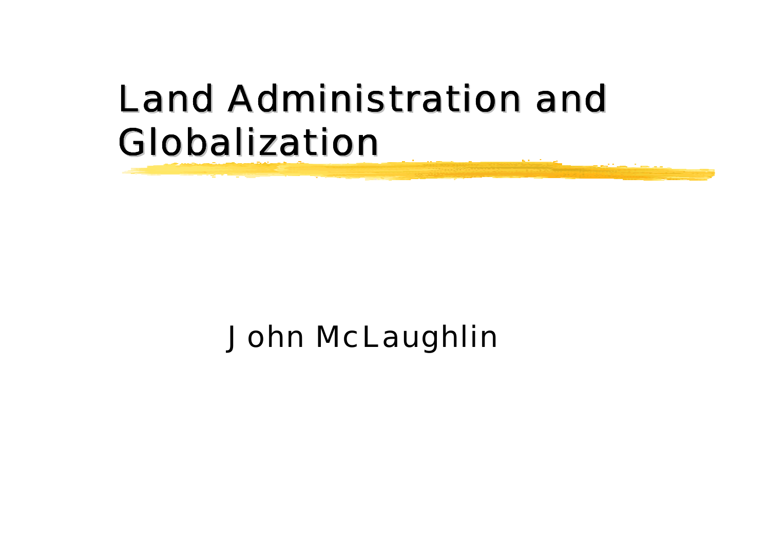# Land Administration and Globalization

John McLaughlin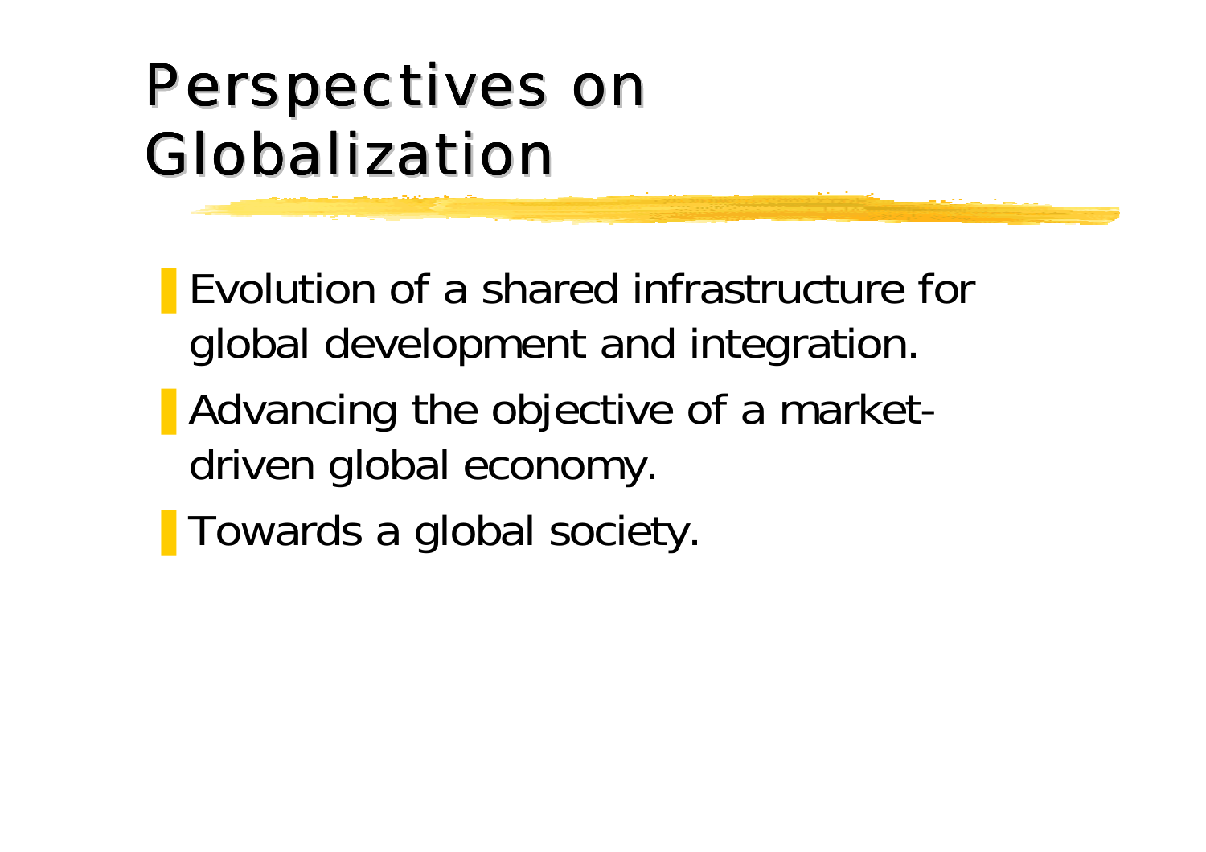# Perspectives on Globalization

- Evolution of a shared infrastructure for global development and integration.
- Advancing the objective of a market-driven global economy.
- Towards a global society.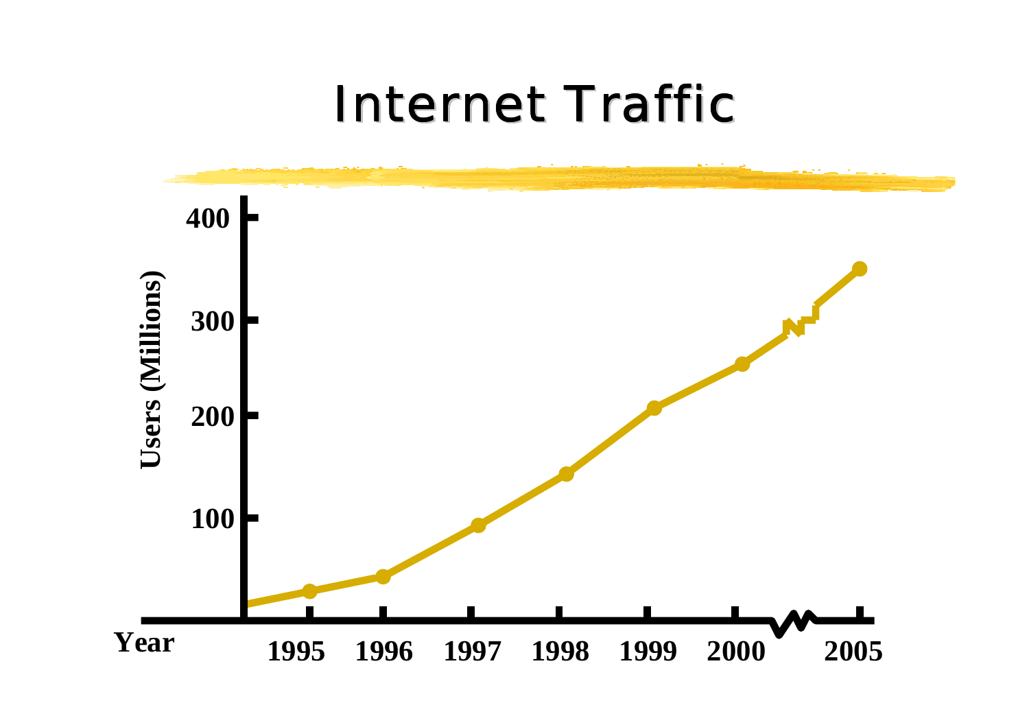# Internet Traffic

Users (Millions)

400

300

200

100

Year

1995 1996 1997 1998 1999 2000 2005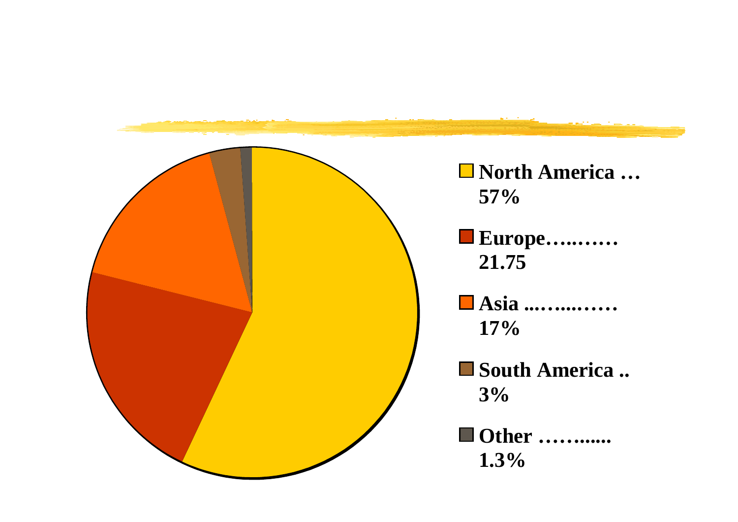- North America … 57%
- Europe………. 21.75
- Asia ...…....…… 17%
- South America .. 3%
- Other ……...... 1.3%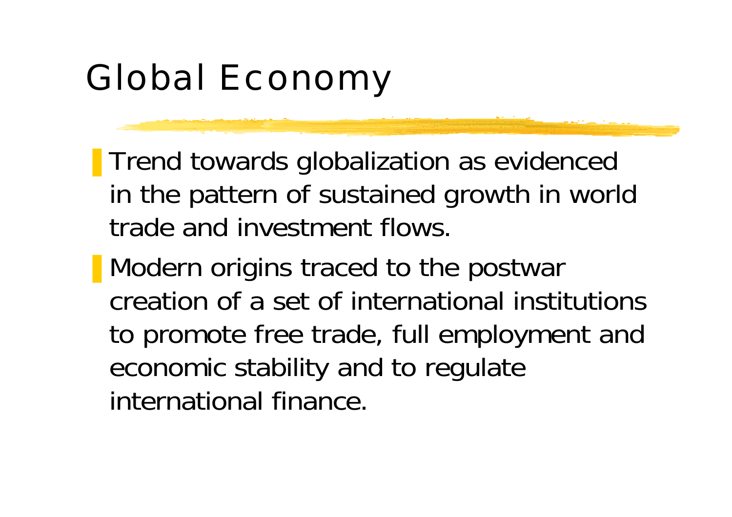# Global Economy

- Trend towards globalization as evidenced in the pattern of sustained growth in world trade and investment flows.
- Modern origins traced to the postwar creation of a set of international institutions to promote free trade, full employment and economic stability and to regulate international finance.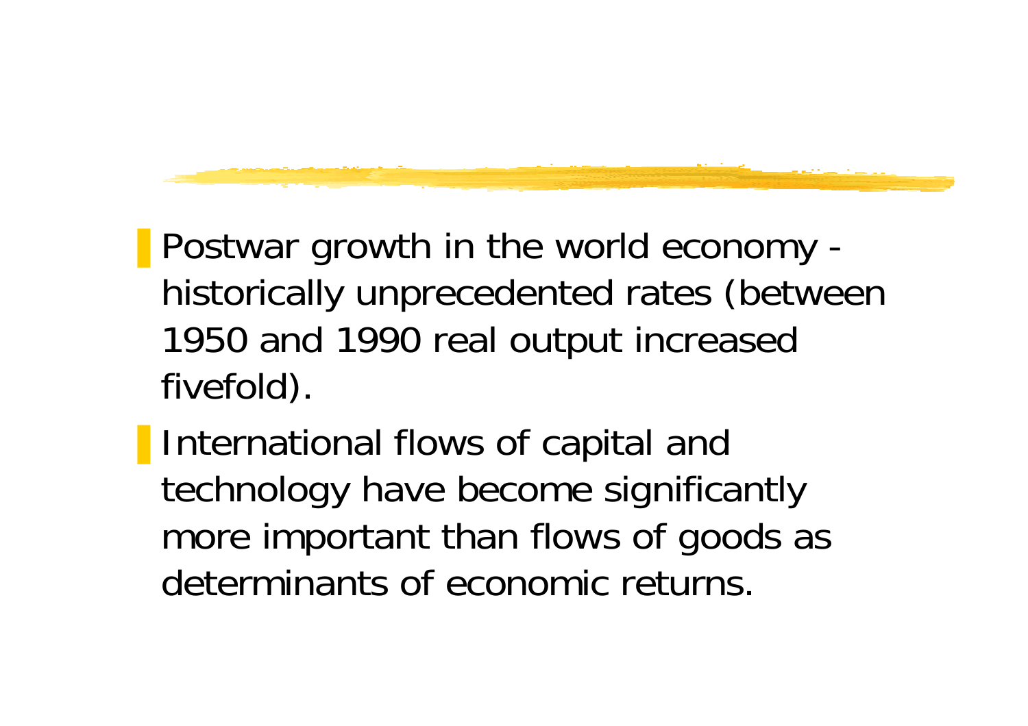- Postwar growth in the world economy - historically unprecedented rates (between 1950 and 1990 real output increased fivefold).
- International flows of capital and technology have become significantly more important than flows of goods as determinants of economic returns.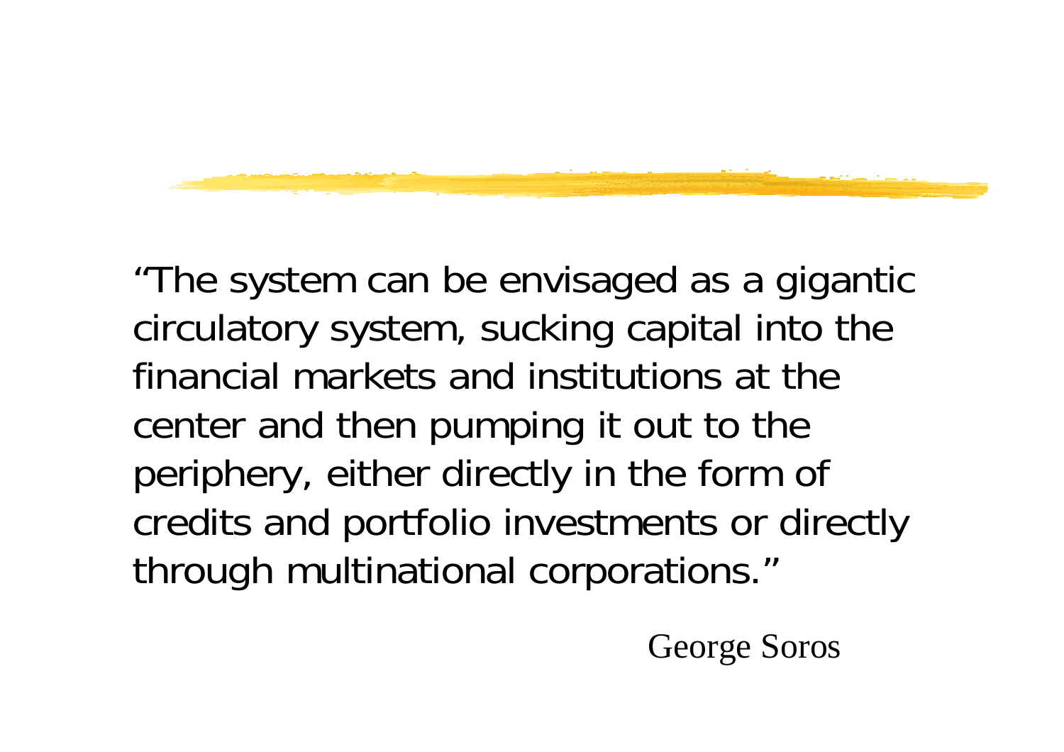"The system can be envisaged as a gigantic circulatory system, sucking capital into the financial markets and institutions at the center and then pumping it out to the periphery, either directly in the form of credits and portfolio investments or directly through multinational corporations."

George Soros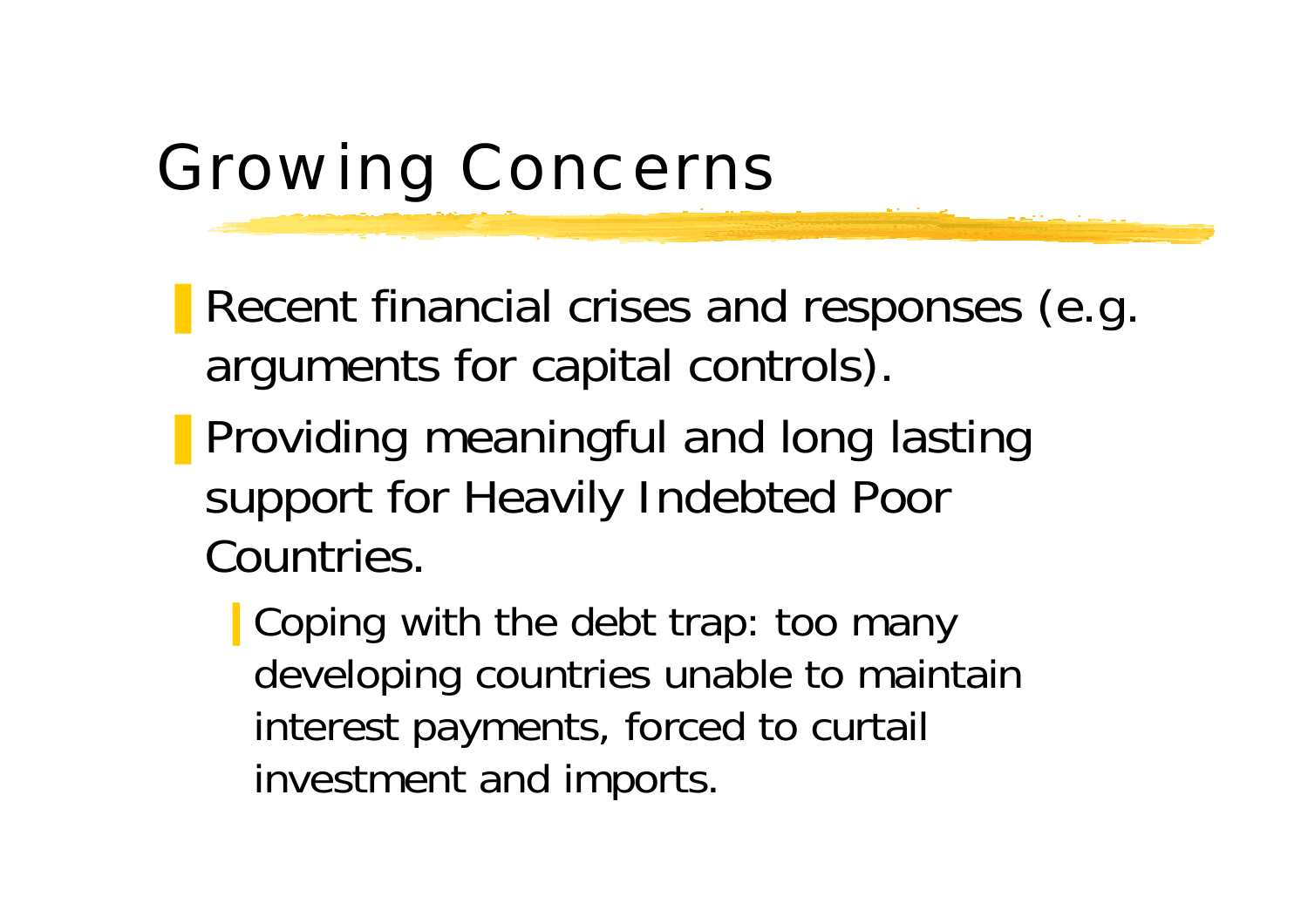# Growing Concerns

- Recent financial crises and responses (e.g. arguments for capital controls).
- Providing meaningful and long lasting support for Heavily Indebted Poor Countries.
  - Coping with the debt trap: too many developing countries unable to maintain interest payments, forced to curtail investment and imports.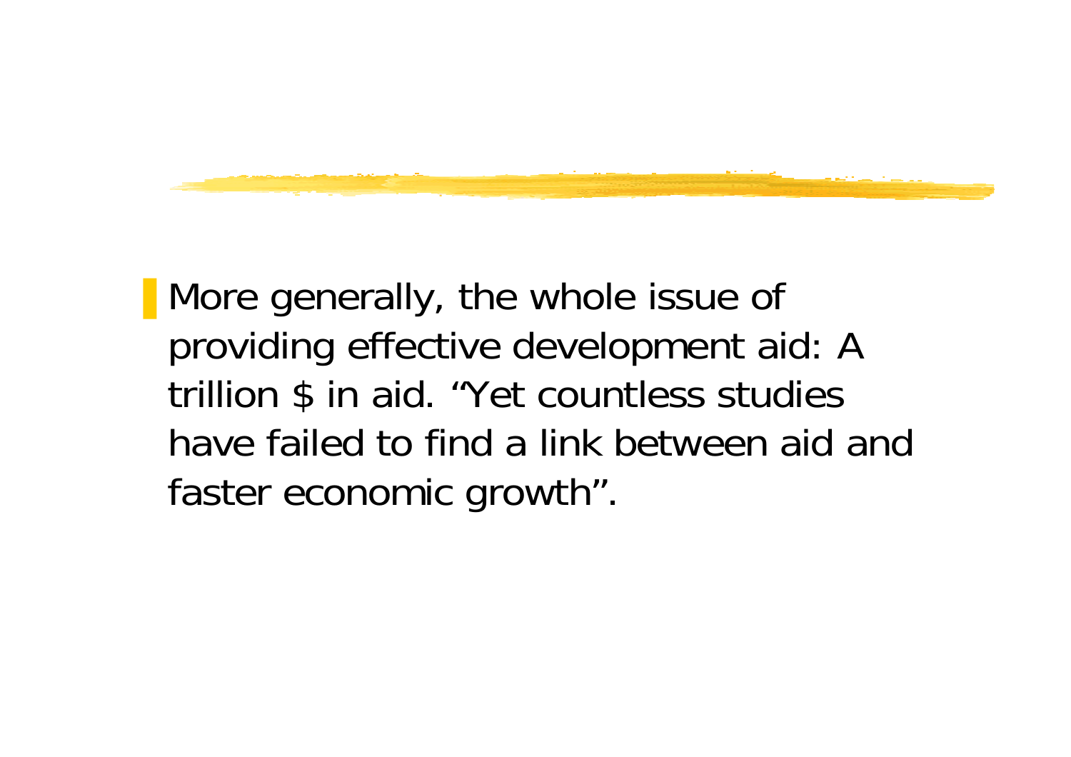- More generally, the whole issue of providing effective development aid: A trillion $ in aid. “Yet countless studies have failed to find a link between aid and faster economic growth”.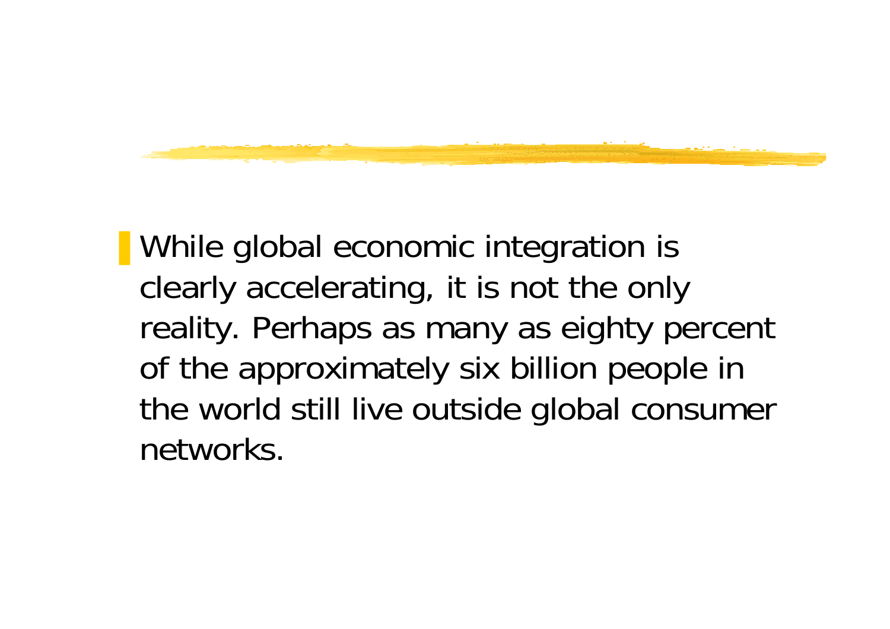- While global economic integration is clearly accelerating, it is not the only reality. Perhaps as many as eighty percent of the approximately six billion people in the world still live outside global consumer networks.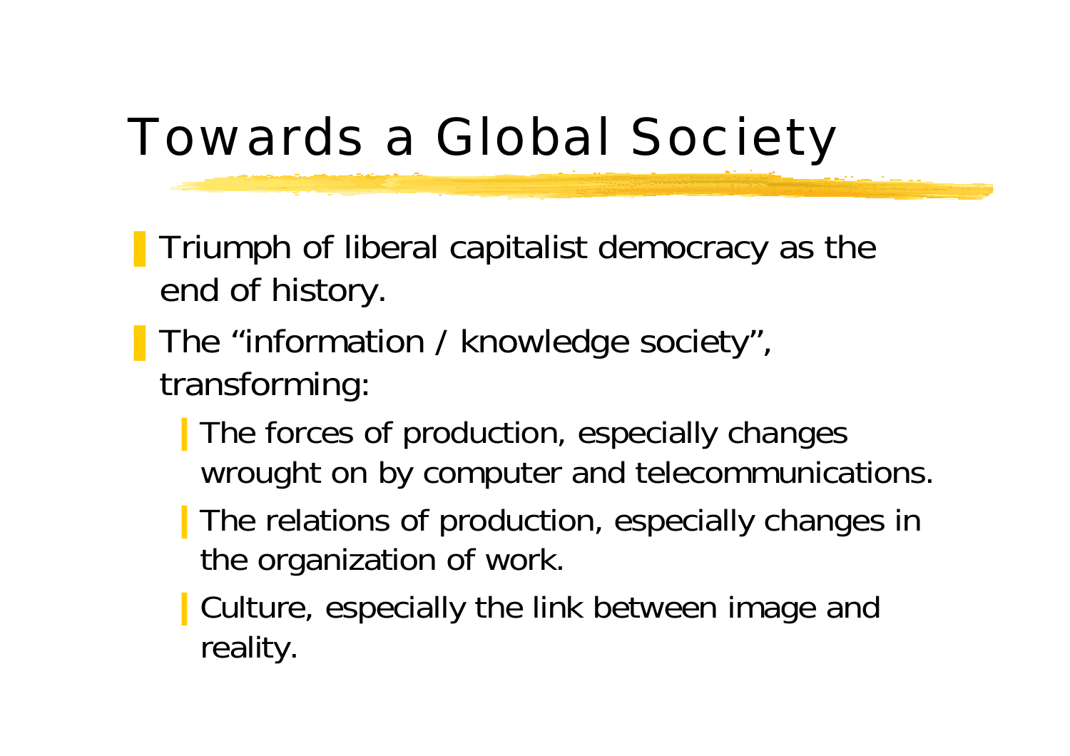# Towards a Global Society

- Triumph of liberal capitalist democracy as the end of history.
- The “information / knowledge society”, transforming:
  - The forces of production, especially changes wrought on by computer and telecommunications.
  - The relations of production, especially changes in the organization of work.
  - Culture, especially the link between image and reality.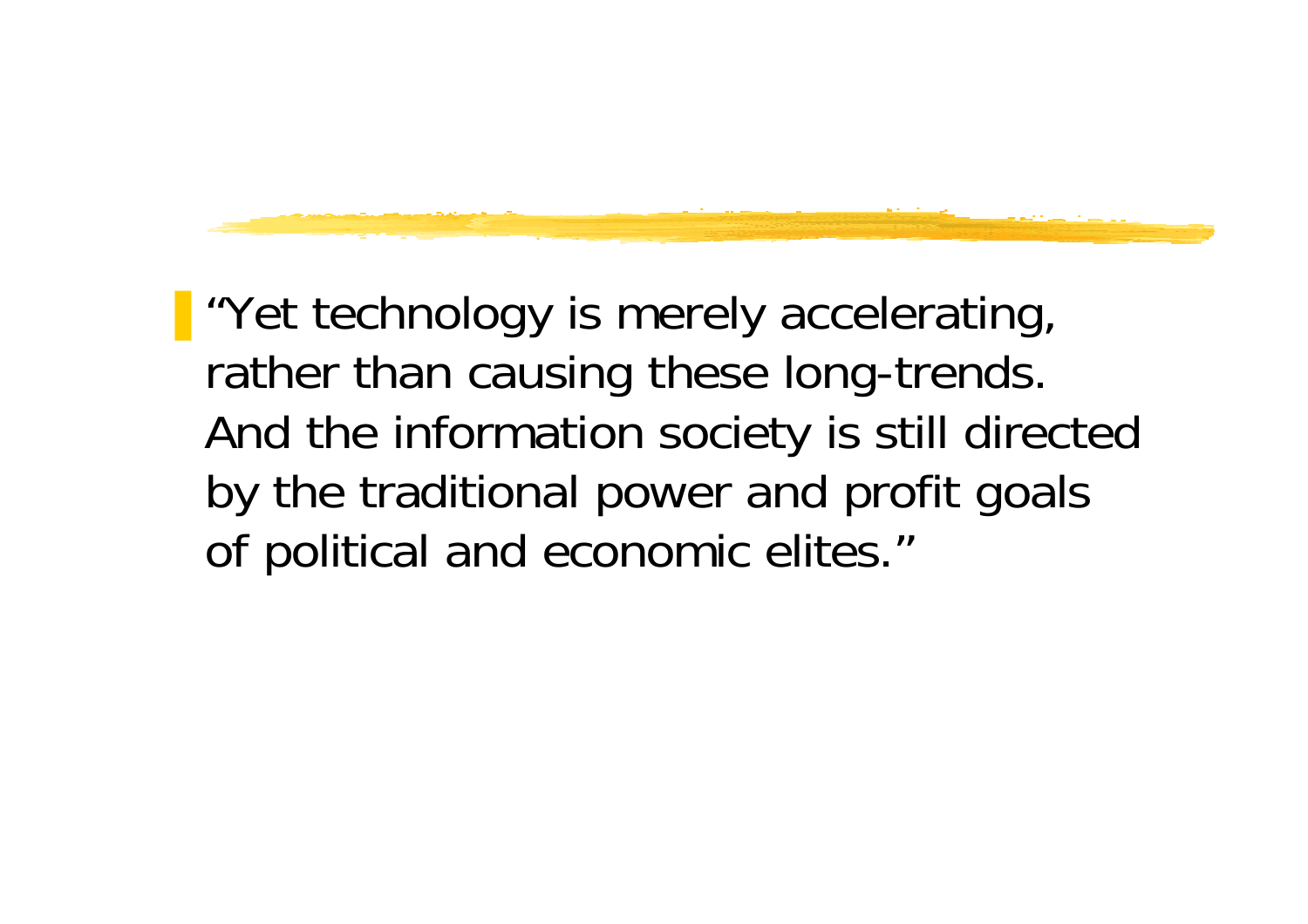- "Yet technology is merely accelerating, rather than causing these long-trends. And the information society is still directed by the traditional power and profit goals of political and economic elites."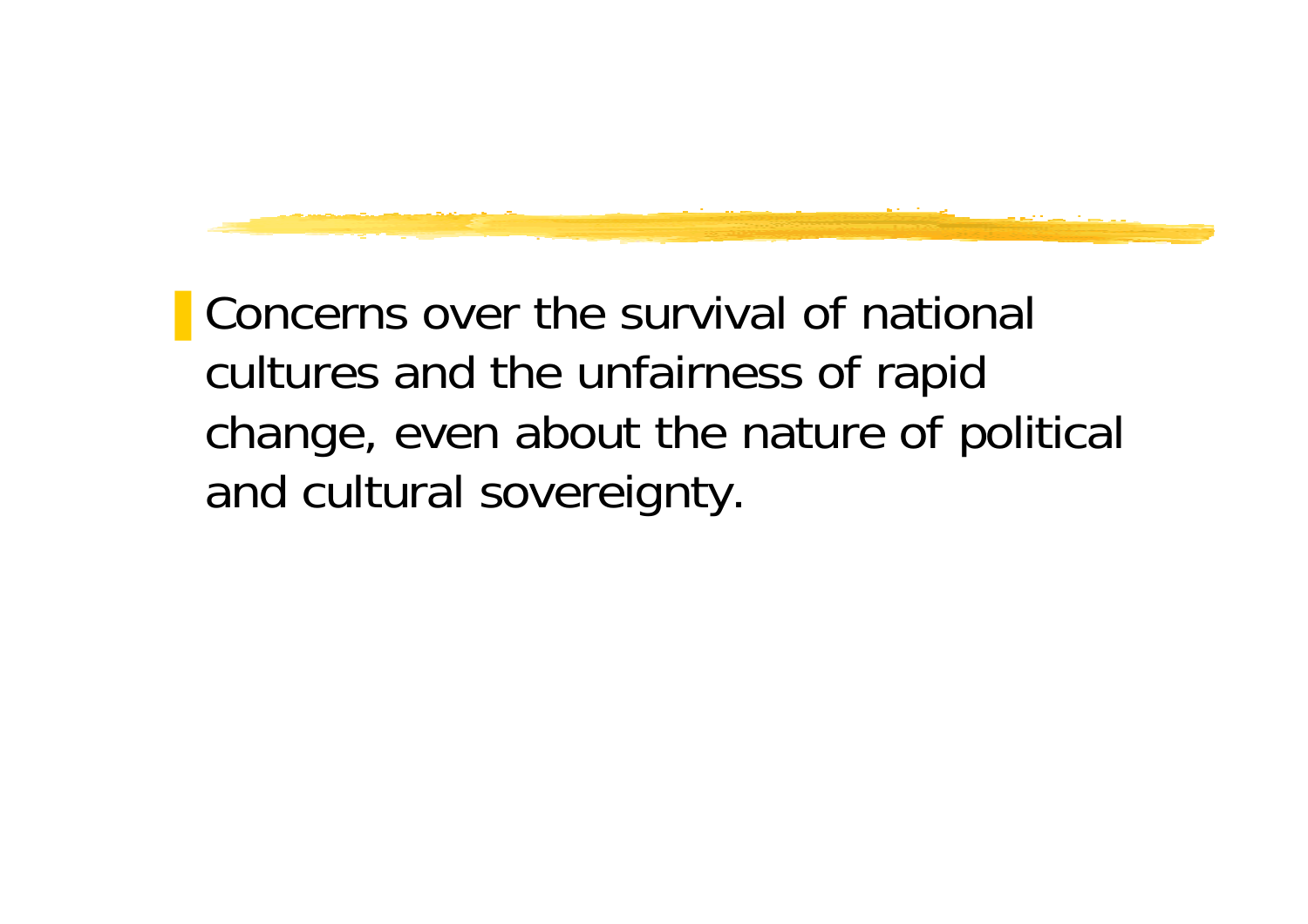- Concerns over the survival of national cultures and the unfairness of rapid change, even about the nature of political and cultural sovereignty.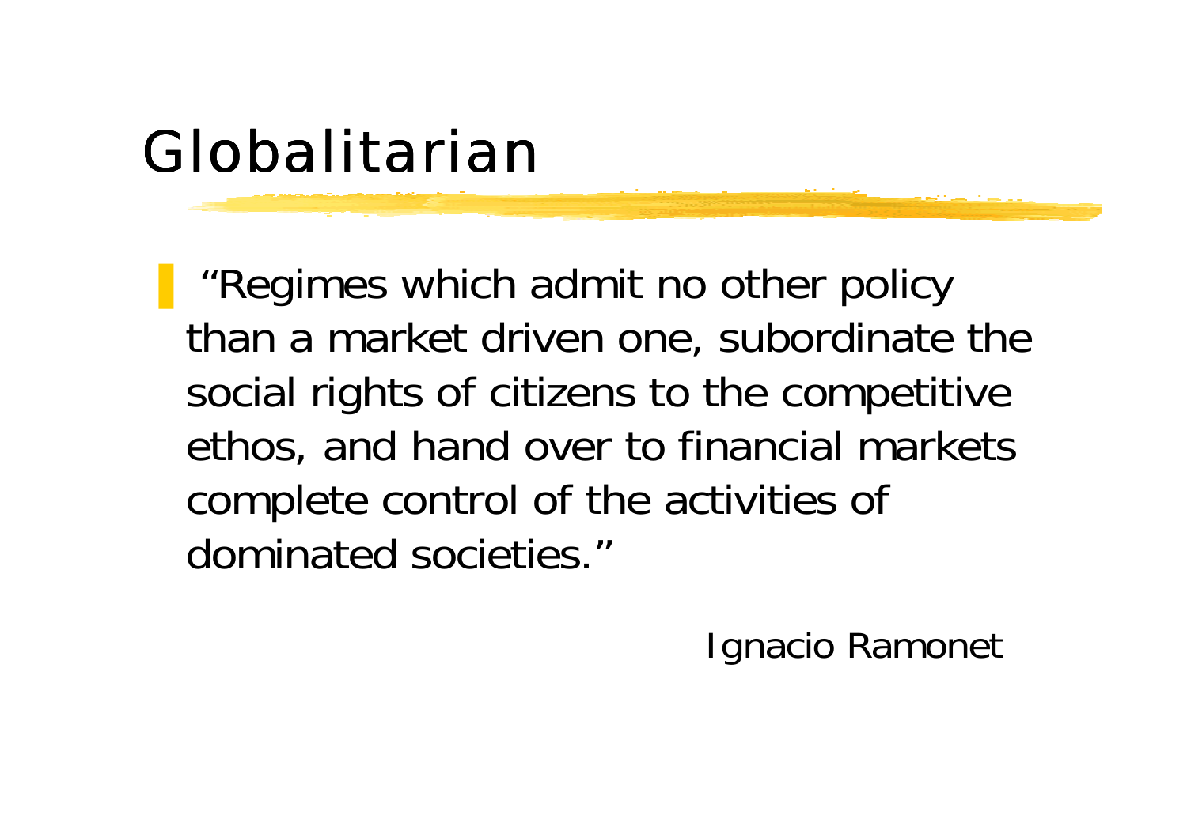# Globalitarian

- "Regimes which admit no other policy than a market driven one, subordinate the social rights of citizens to the competitive ethos, and hand over to financial markets complete control of the activities of dominated societies."

Ignacio Ramonet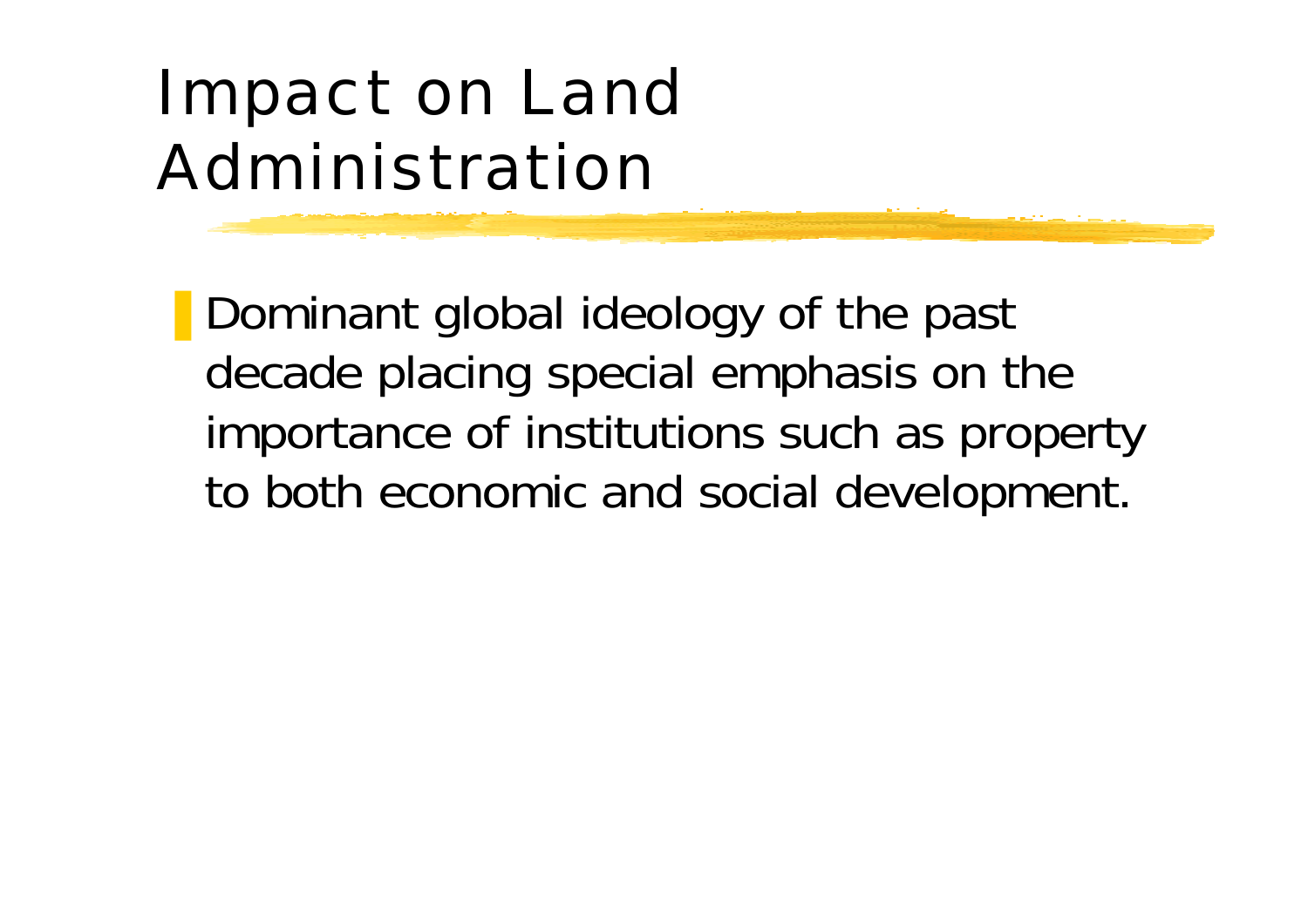# Impact on Land Administration

- Dominant global ideology of the past decade placing special emphasis on the importance of institutions such as property to both economic and social development.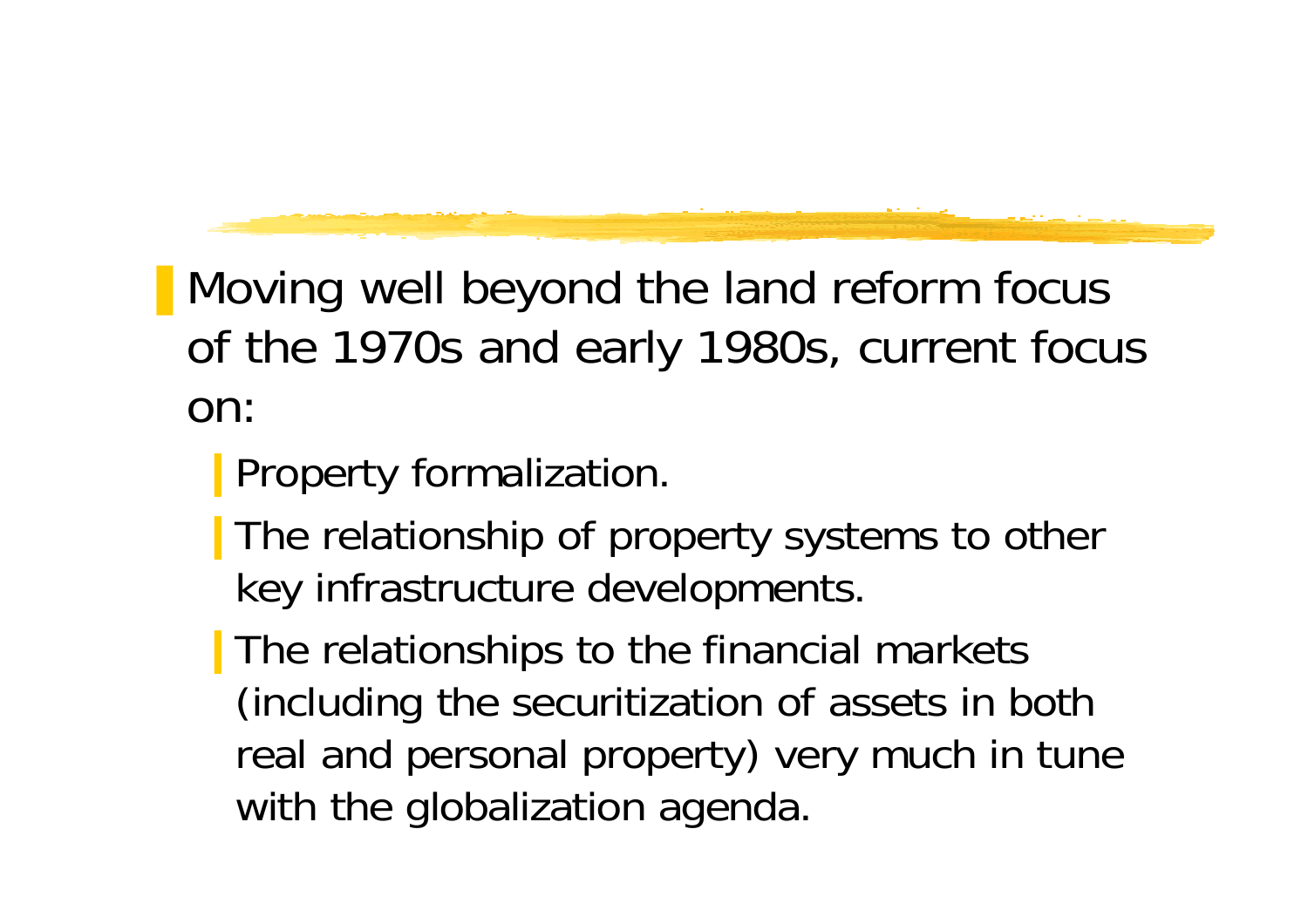- Moving well beyond the land reform focus of the 1970s and early 1980s, current focus on:
  - Property formalization.
  - The relationship of property systems to other key infrastructure developments.
  - The relationships to the financial markets (including the securitization of assets in both real and personal property) very much in tune with the globalization agenda.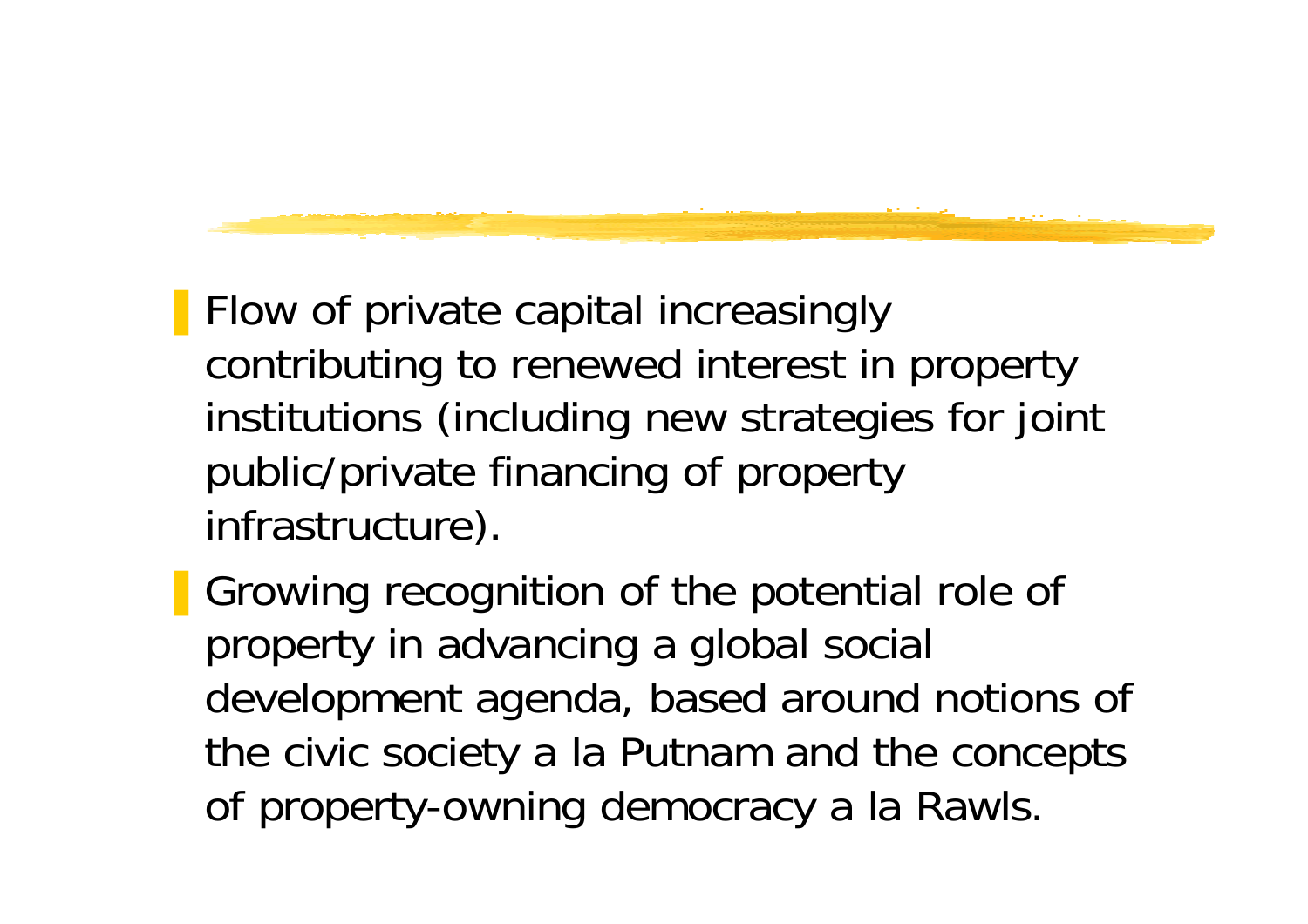- Flow of private capital increasingly contributing to renewed interest in property institutions (including new strategies for joint public/private financing of property infrastructure).
- Growing recognition of the potential role of property in advancing a global social development agenda, based around notions of the civic society a la Putnam and the concepts of property-owning democracy a la Rawls.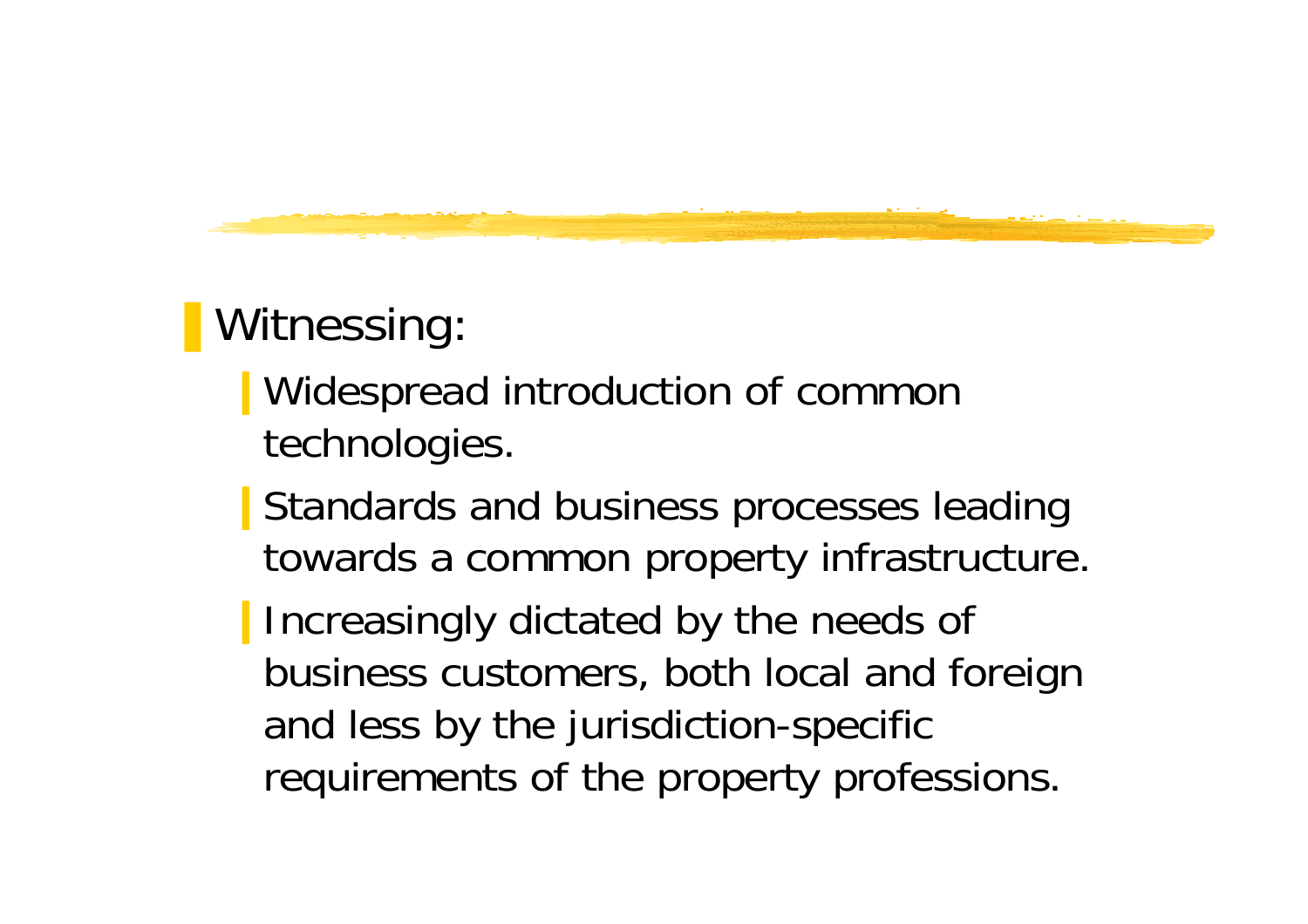- Witnessing:
  - Widespread introduction of common technologies.
  - Standards and business processes leading towards a common property infrastructure.
  - Increasingly dictated by the needs of business customers, both local and foreign and less by the jurisdiction-specific requirements of the property professions.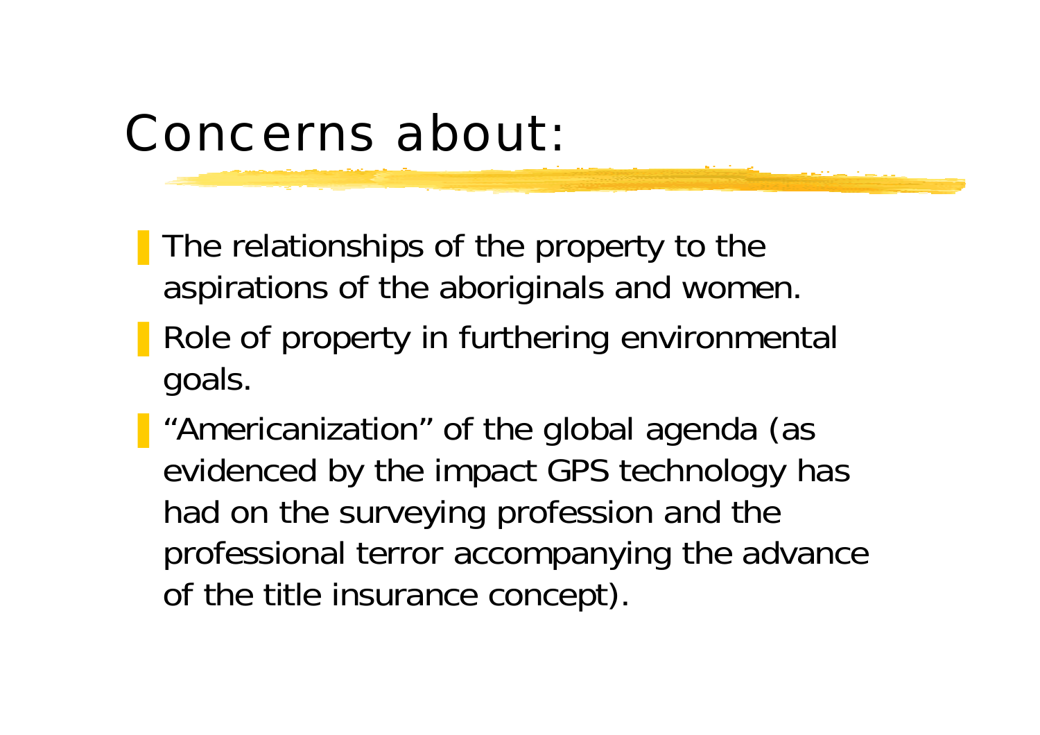# Concerns about:

- The relationships of the property to the aspirations of the aboriginals and women.
- Role of property in furthering environmental goals.
- “Americanization” of the global agenda (as evidenced by the impact GPS technology has had on the surveying profession and the professional terror accompanying the advance of the title insurance concept).